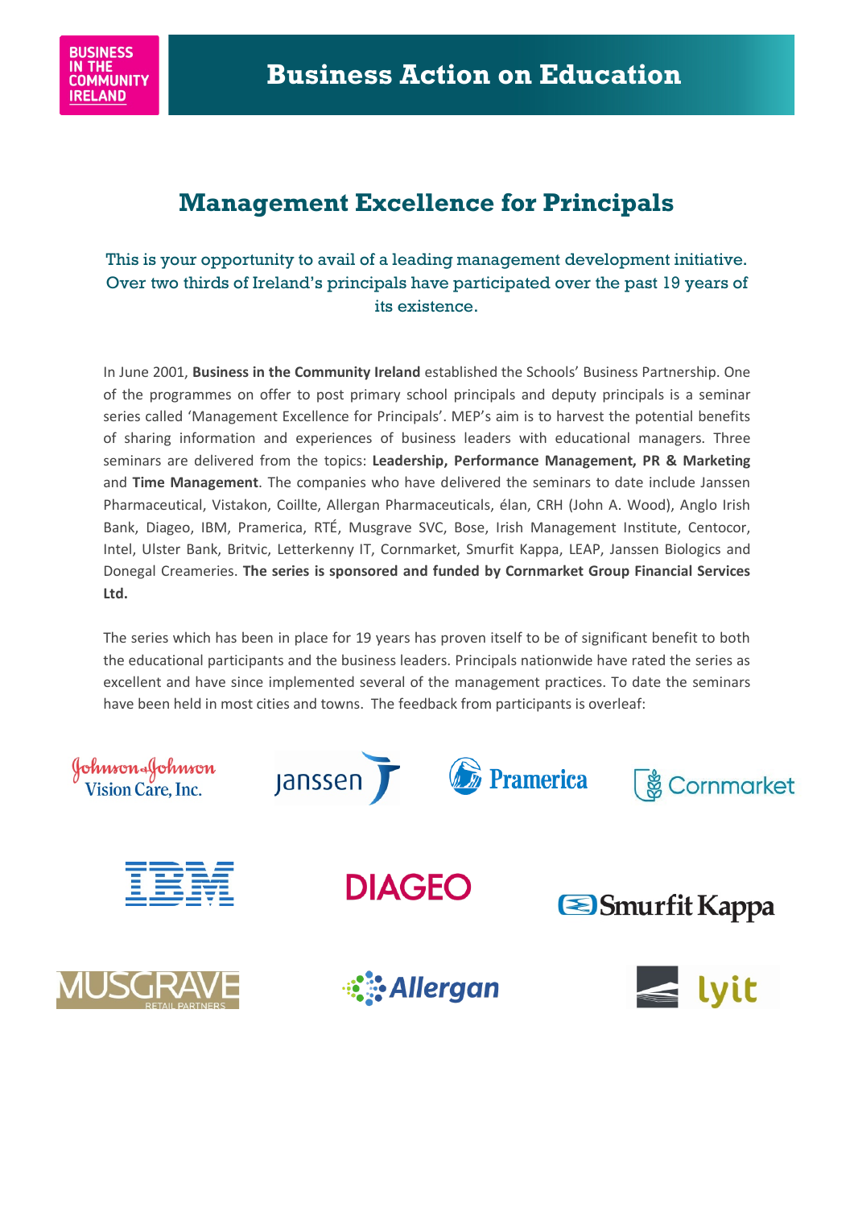# Business Action on Education

## Management Excellence for Principals

This is your opportunity to avail of a leading management development initiative. Over two thirds of Ireland's principals have participated over the past 19 years of its existence.

In June 2001, **Business in the Community Ireland** established the Schools' Business Partnership. One of the programmes on offer to post primary school principals and deputy principals is a seminar series called 'Management Excellence for Principals'. MEP's aim is to harvest the potential benefits of sharing information and experiences of business leaders with educational managers. Three seminars are delivered from the topics: **Leadership, Performance Management, PR & Marketing** and **Time Management**. The companies who have delivered the seminars to date include Janssen Pharmaceutical, Vistakon, Coillte, Allergan Pharmaceuticals, élan, CRH (John A. Wood), Anglo Irish Bank, Diageo, IBM, Pramerica, RTÉ, Musgrave SVC, Bose, Irish Management Institute, Centocor, Intel, Ulster Bank, Britvic, Letterkenny IT, Cornmarket, Smurfit Kappa, LEAP, Janssen Biologics and Donegal Creameries. **The series is sponsored and funded by Cornmarket Group Financial Services Ltd.**

The series which has been in place for 19 years has proven itself to be of significant benefit to both the educational participants and the business leaders. Principals nationwide have rated the series as excellent and have since implemented several of the management practices. To date the seminars have been held in most cities and towns. The feedback from participants is overleaf: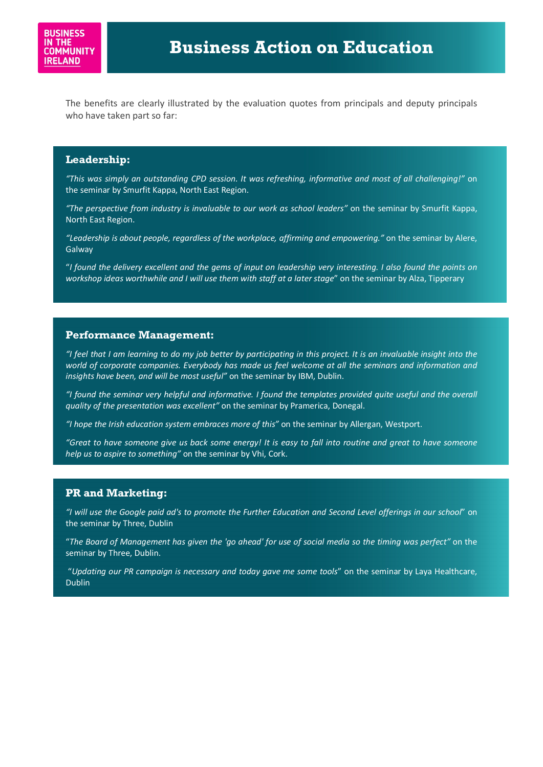# Business Action on Education

The benefits are clearly illustrated by the evaluation quotes from principals and deputy principals who have taken part so far:

## Leadership:

*"This was simply an outstanding CPD session. It was refreshing, informative and most of all challenging!"* on the seminar by Smurfit Kappa, North East Region.

*"The perspective from industry is invaluable to our work as school leaders"* on the seminar by Smurfit Kappa, North East Region.

*"Leadership is about people, regardless of the workplace, affirming and empowering."* on the seminar by Alere, Galway

"*I found the delivery excellent and the gems of input on leadership very interesting. I also found the points on workshop ideas worthwhile and I will use them with staff at a later stage*" on the seminar by Alza, Tipperary

## Performance Management:

*"I feel that I am learning to do my job better by participating in this project. It is an invaluable insight into the world of corporate companies. Everybody has made us feel welcome at all the seminars and information and insights have been, and will be most useful"* on the seminar by IBM, Dublin.

*"I found the seminar very helpful and informative. I found the templates provided quite useful and the overall quality of the presentation was excellent"* on the seminar by Pramerica, Donegal.

*"I hope the Irish education system embraces more of this"* on the seminar by Allergan, Westport.

*"Great to have someone give us back some energy! It is easy to fall into routine and great to have someone help us to aspire to something"* on the seminar by Vhi, Cork.

## PR and Marketing:

*"I will use the Google paid ad's to promote the Further Education and Second Level offerings in our school*" on the seminar by Three, Dublin

"*The Board of Management has given the 'go ahead' for use of social media so the timing was perfect"* on the seminar by Three, Dublin.

"*Updating our PR campaign is necessary and today gave me some tools*" on the seminar by Laya Healthcare, Dublin